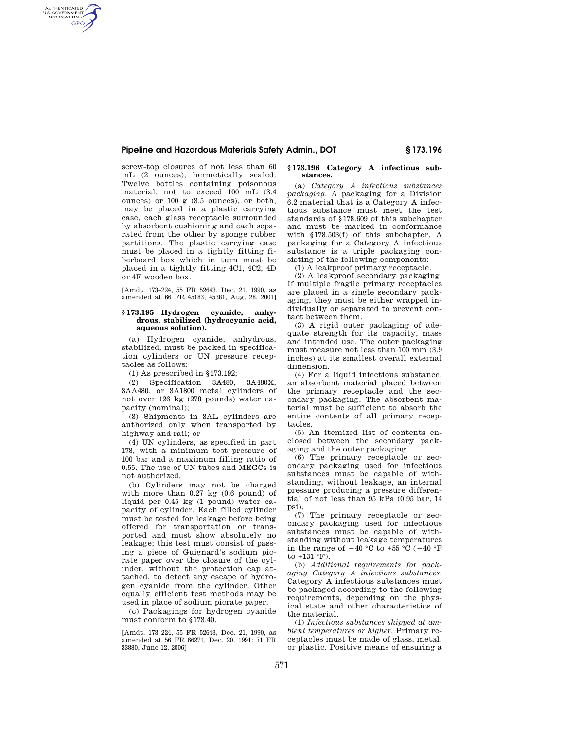screw-top closures of not less than 60 mL (2 ounces), hermetically sealed. Twelve bottles containing poisonous material, not to exceed 100 mL (3.4 ounces) or 100 g (3.5 ounces), or both, may be placed in a plastic carrying case, each glass receptacle surrounded by absorbent cushioning and each separated from the other by sponge rubber partitions. The plastic carrying case must be placed in a tightly fitting fiberboard box which in turn must be placed in a tightly fitting 4C1, 4C2, 4D or 4F wooden box.

[Amdt. 173–224, 55 FR 52643, Dec. 21, 1990, as amended at 66 FR 45183, 45381, Aug. 28, 2001]

## § 173.195 Hydrogen cyanide, anhydrous, stabilized (hydrocyanic acid, aqueous solution).

(a) Hydrogen cyanide, anhydrous, stabilized, must be packed in specification cylinders or UN pressure receptacles as follows:

(1) As prescribed in § 173.192;

(2) Specification 3A480, 3A480X, 3AA480, or 3A1800 metal cylinders of not over 126 kg (278 pounds) water capacity (nominal);

(3) Shipments in 3AL cylinders are authorized only when transported by highway and rail; or

(4) UN cylinders, as specified in part 178, with a minimum test pressure of 100 bar and a maximum filling ratio of 0.55. The use of UN tubes and MEGCs is not authorized.

(b) Cylinders may not be charged with more than 0.27 kg (0.6 pound) of liquid per 0.45 kg (1 pound) water capacity of cylinder. Each filled cylinder must be tested for leakage before being offered for transportation or transported and must show absolutely no leakage; this test must consist of passing a piece of Guignard's sodium picrate paper over the closure of the cylinder, without the protection cap attached, to detect any escape of hydrogen cyanide from the cylinder. Other equally efficient test methods may be used in place of sodium picrate paper.

(c) Packagings for hydrogen cyanide must conform to § 173.40.

[Amdt. 173–224, 55 FR 52643, Dec. 21, 1990, as amended at 56 FR 66271, Dec. 20, 1991; 71 FR 33880, June 12, 2006]

## § 173.196 Category A infectious substances.

(a) *Category A infectious substances packaging*. A packaging for a Division 6.2 material that is a Category A infectious substance must meet the test standards of § 178.609 of this subchapter and must be marked in conformance with § 178.503(f) of this subchapter. A packaging for a Category A infectious substance is a triple packaging consisting of the following components:

(1) A leakproof primary receptacle.

(2) A leakproof secondary packaging. If multiple fragile primary receptacles are placed in a single secondary packaging, they must be either wrapped individually or separated to prevent contact between them.

(3) A rigid outer packaging of adequate strength for its capacity, mass and intended use. The outer packaging must measure not less than 100 mm (3.9 inches) at its smallest overall external dimension.

(4) For a liquid infectious substance, an absorbent material placed between the primary receptacle and the secondary packaging. The absorbent material must be sufficient to absorb the entire contents of all primary receptacles.

(5) An itemized list of contents enclosed between the secondary packaging and the outer packaging.

(6) The primary receptacle or secondary packaging used for infectious substances must be capable of withstanding, without leakage, an internal pressure producing a pressure differential of not less than 95 kPa (0.95 bar, 14 psi).

(7) The primary receptacle or secondary packaging used for infectious substances must be capable of withstanding without leakage temperatures in the range of −40 °C to +55 °C (−40 °F to +131 °F).

(b) *Additional requirements for packaging Category A infectious substances*. Category A infectious substances must be packaged according to the following requirements, depending on the physical state and other characteristics of the material.

(1) *Infectious substances shipped at ambient temperatures or higher*. Primary receptacles must be made of glass, metal, or plastic. Positive means of ensuring a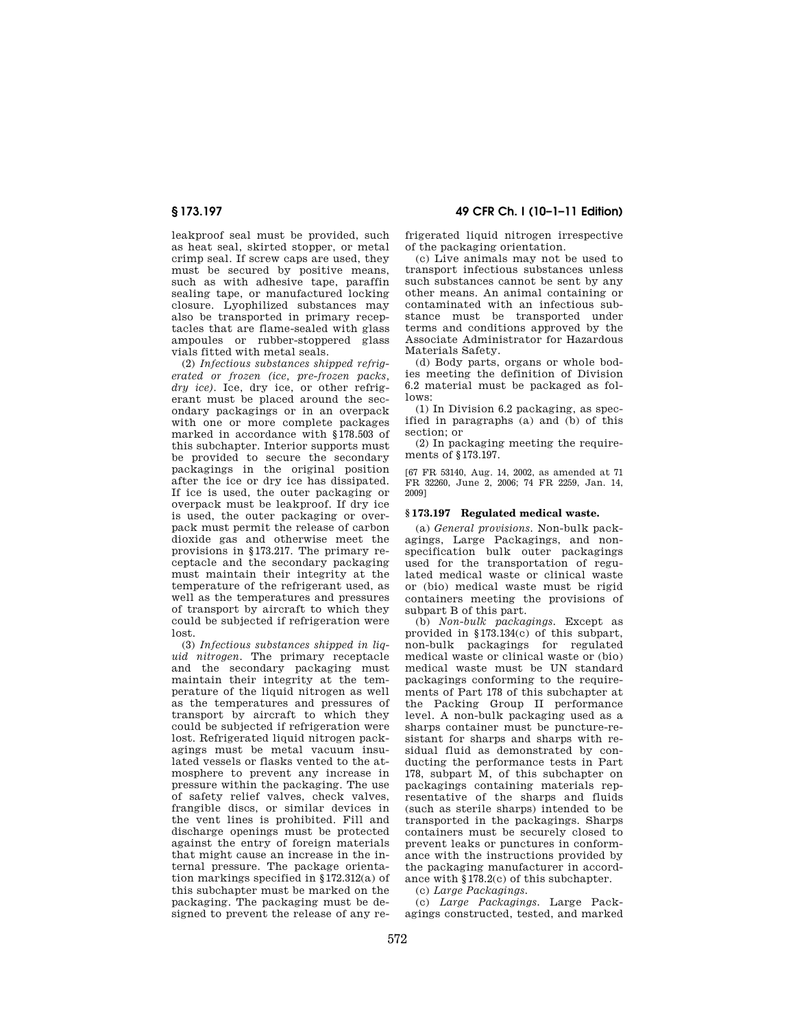leakproof seal must be provided, such as heat seal, skirted stopper, or metal crimp seal. If screw caps are used, they must be secured by positive means, such as with adhesive tape, paraffin sealing tape, or manufactured locking closure. Lyophilized substances may also be transported in primary receptacles that are flame-sealed with glass ampoules or rubber-stoppered glass vials fitted with metal seals.

(2) *Infectious substances shipped refrigerated or frozen (ice, pre-frozen packs, dry ice).* Ice, dry ice, or other refrigerant must be placed around the secondary packagings or in an overpack with one or more complete packages marked in accordance with §178.503 of this subchapter. Interior supports must be provided to secure the secondary packagings in the original position after the ice or dry ice has dissipated. If ice is used, the outer packaging or overpack must be leakproof. If dry ice is used, the outer packaging or overpack must permit the release of carbon dioxide gas and otherwise meet the provisions in §173.217. The primary receptacle and the secondary packaging must maintain their integrity at the temperature of the refrigerant used, as well as the temperatures and pressures of transport by aircraft to which they could be subjected if refrigeration were lost.

(3) *Infectious substances shipped in liquid nitrogen.* The primary receptacle and the secondary packaging must maintain their integrity at the temperature of the liquid nitrogen as well as the temperatures and pressures of transport by aircraft to which they could be subjected if refrigeration were lost. Refrigerated liquid nitrogen packagings must be metal vacuum insulated vessels or flasks vented to the atmosphere to prevent any increase in pressure within the packaging. The use of safety relief valves, check valves, frangible discs, or similar devices in the vent lines is prohibited. Fill and discharge openings must be protected against the entry of foreign materials that might cause an increase in the internal pressure. The package orientation markings specified in §172.312(a) of this subchapter must be marked on the packaging. The packaging must be designed to prevent the release of any refrigerated liquid nitrogen irrespective of the packaging orientation.

(c) Live animals may not be used to transport infectious substances unless such substances cannot be sent by any other means. An animal containing or contaminated with an infectious substance must be transported under terms and conditions approved by the Associate Administrator for Hazardous Materials Safety.

(d) Body parts, organs or whole bodies meeting the definition of Division 6.2 material must be packaged as follows:

(1) In Division 6.2 packaging, as specified in paragraphs (a) and (b) of this section; or

(2) In packaging meeting the requirements of §173.197.

[67 FR 53140, Aug. 14, 2002, as amended at 71 FR 32260, June 2, 2006; 74 FR 2259, Jan. 14, 2009]

### § 173.197 Regulated medical waste.

(a) *General provisions.* Non-bulk packagings, Large Packagings, and non-specification bulk outer packagings used for the transportation of regulated medical waste or clinical waste or (bio) medical waste must be rigid containers meeting the provisions of subpart B of this part.

(b) *Non-bulk packagings.* Except as provided in §173.134(c) of this subpart, non-bulk packagings for regulated medical waste or clinical waste or (bio) medical waste must be UN standard packagings conforming to the requirements of Part 178 of this subchapter at the Packing Group II performance level. A non-bulk packaging used as a sharps container must be puncture-resistant for sharps and sharps with residual fluid as demonstrated by conducting the performance tests in Part 178, subpart M, of this subchapter on packagings containing materials representative of the sharps and fluids (such as sterile sharps) intended to be transported in the packagings. Sharps containers must be securely closed to prevent leaks or punctures in conformance with the instructions provided by the packaging manufacturer in accordance with §178.2(c) of this subchapter.

(c) *Large Packagings.*

(c) *Large Packagings.* Large Packagings constructed, tested, and marked